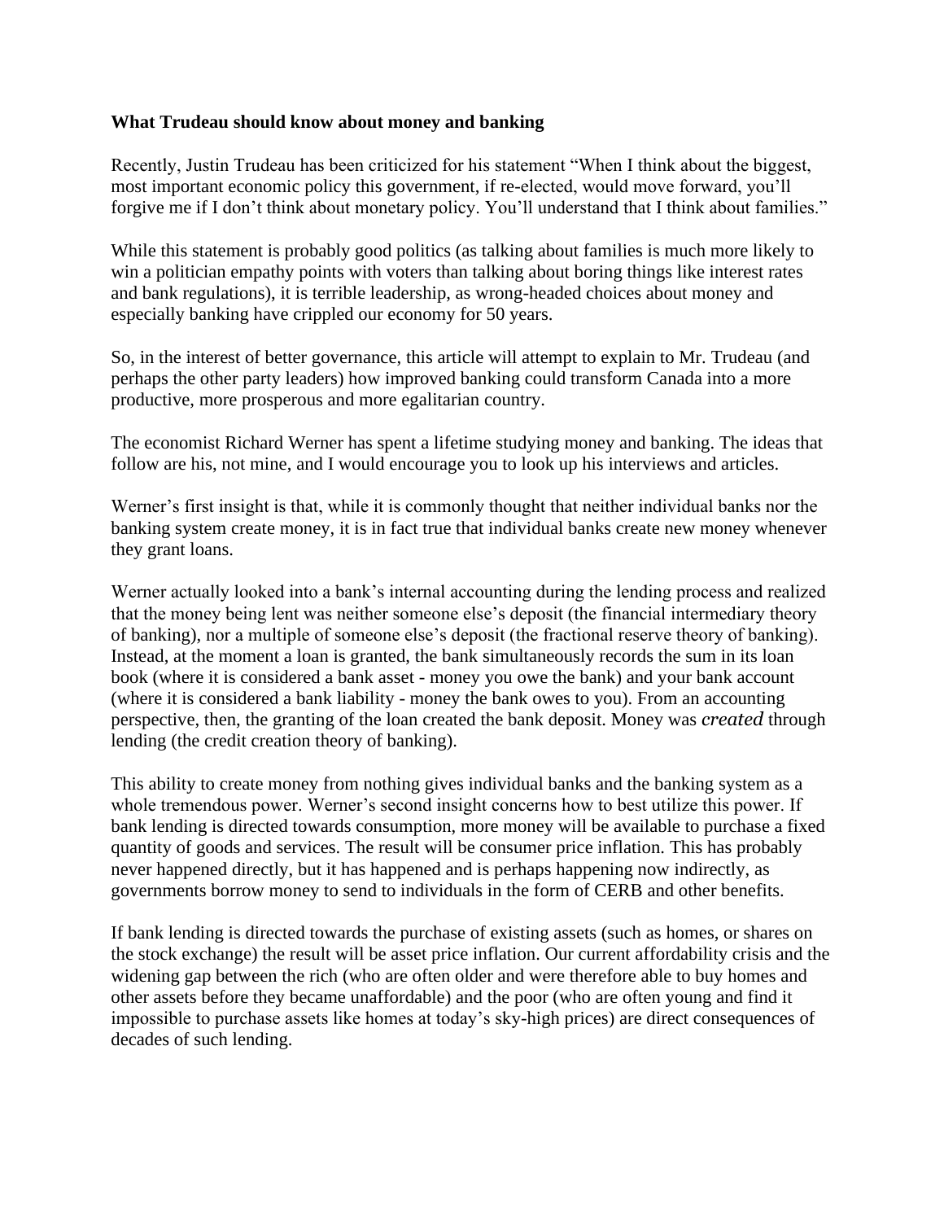**What Trudeau should know about money and banking**

Recently, Justin Trudeau has been criticized for his statement "When I think about the biggest, most important economic policy this government, if re-elected, would move forward, you'll forgive me if I don't think about monetary policy. You'll understand that I think about families."

While this statement is probably good politics (as talking about families is much more likely to win a politician empathy points with voters than talking about boring things like interest rates and bank regulations), it is terrible leadership, as wrong-headed choices about money and especially banking have crippled our economy for 50 years.

So, in the interest of better governance, this article will attempt to explain to Mr. Trudeau (and perhaps the other party leaders) how improved banking could transform Canada into a more productive, more prosperous and more egalitarian country.

The economist Richard Werner has spent a lifetime studying money and banking. The ideas that follow are his, not mine, and I would encourage you to look up his interviews and articles.

Werner's first insight is that, while it is commonly thought that neither individual banks nor the banking system create money, it is in fact true that individual banks create new money whenever they grant loans.

Werner actually looked into a bank's internal accounting during the lending process and realized that the money being lent was neither someone else's deposit (the financial intermediary theory of banking), nor a multiple of someone else's deposit (the fractional reserve theory of banking). Instead, at the moment a loan is granted, the bank simultaneously records the sum in its loan book (where it is considered a bank asset - money you owe the bank) and your bank account (where it is considered a bank liability - money the bank owes to you). From an accounting perspective, then, the granting of the loan created the bank deposit. Money was *created* through lending (the credit creation theory of banking).

This ability to create money from nothing gives individual banks and the banking system as a whole tremendous power. Werner's second insight concerns how to best utilize this power. If bank lending is directed towards consumption, more money will be available to purchase a fixed quantity of goods and services. The result will be consumer price inflation. This has probably never happened directly, but it has happened and is perhaps happening now indirectly, as governments borrow money to send to individuals in the form of CERB and other benefits.

If bank lending is directed towards the purchase of existing assets (such as homes, or shares on the stock exchange) the result will be asset price inflation. Our current affordability crisis and the widening gap between the rich (who are often older and were therefore able to buy homes and other assets before they became unaffordable) and the poor (who are often young and find it impossible to purchase assets like homes at today's sky-high prices) are direct consequences of decades of such lending.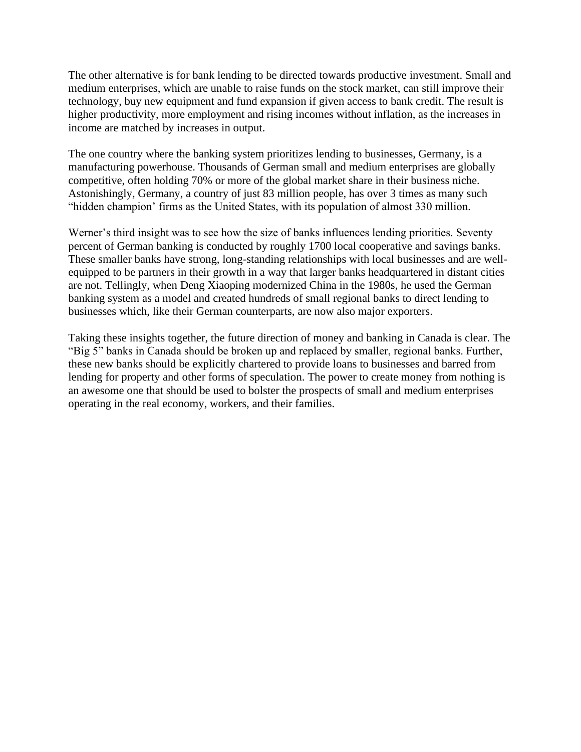The other alternative is for bank lending to be directed towards productive investment. Small and medium enterprises, which are unable to raise funds on the stock market, can still improve their technology, buy new equipment and fund expansion if given access to bank credit. The result is higher productivity, more employment and rising incomes without inflation, as the increases in income are matched by increases in output.

The one country where the banking system prioritizes lending to businesses, Germany, is a manufacturing powerhouse. Thousands of German small and medium enterprises are globally competitive, often holding 70% or more of the global market share in their business niche. Astonishingly, Germany, a country of just 83 million people, has over 3 times as many such "hidden champion' firms as the United States, with its population of almost 330 million.

Werner's third insight was to see how the size of banks influences lending priorities. Seventy percent of German banking is conducted by roughly 1700 local cooperative and savings banks. These smaller banks have strong, long-standing relationships with local businesses and are well-equipped to be partners in their growth in a way that larger banks headquartered in distant cities are not. Tellingly, when Deng Xiaoping modernized China in the 1980s, he used the German banking system as a model and created hundreds of small regional banks to direct lending to businesses which, like their German counterparts, are now also major exporters.

Taking these insights together, the future direction of money and banking in Canada is clear. The "Big 5" banks in Canada should be broken up and replaced by smaller, regional banks. Further, these new banks should be explicitly chartered to provide loans to businesses and barred from lending for property and other forms of speculation. The power to create money from nothing is an awesome one that should be used to bolster the prospects of small and medium enterprises operating in the real economy, workers, and their families.